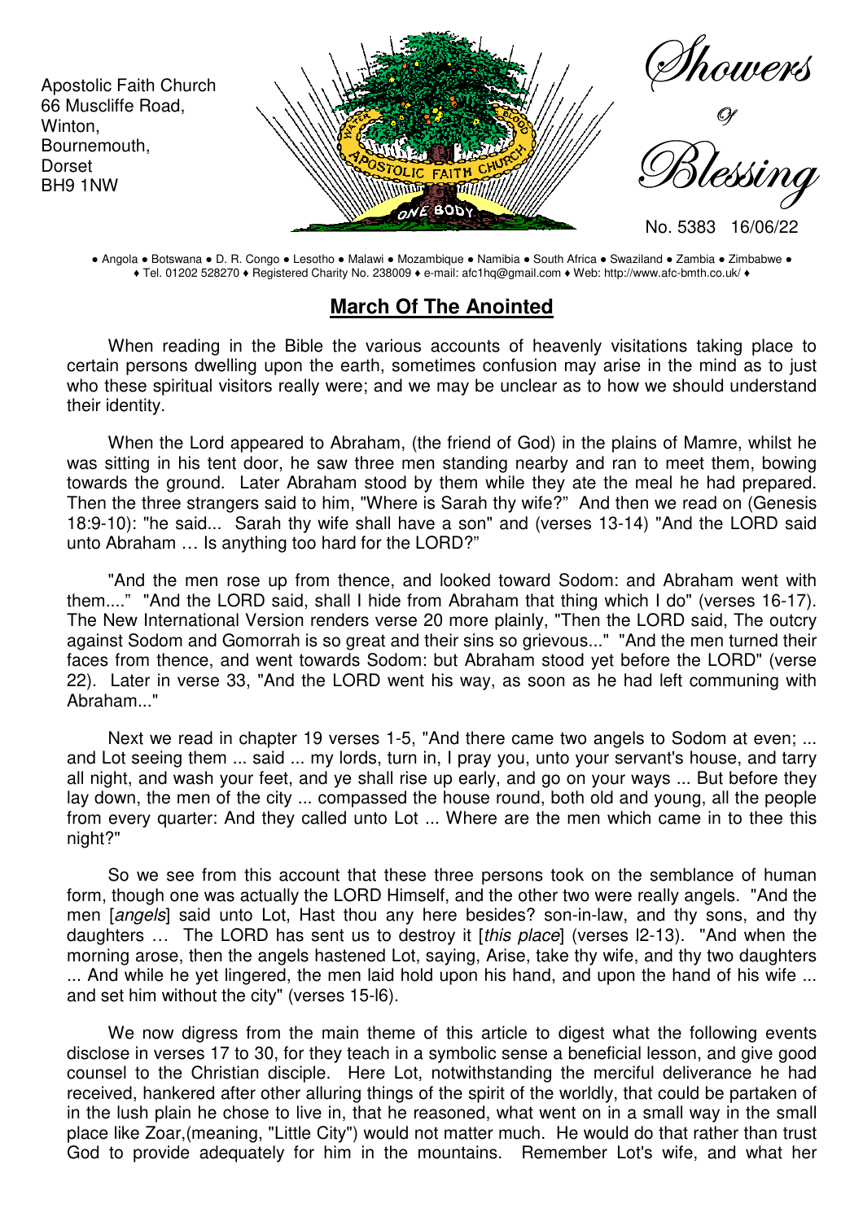Apostolic Faith Church
66 Muscliffe Road,
Winton,
Bournemouth,
Dorset
BH9 1NW

# Showers Of Blessing

No. 5383 16/06/22

● Angola ● Botswana ● D. R. Congo ● Lesotho ● Malawi ● Mozambique ● Namibia ● South Africa ● Swaziland ● Zambia ● Zimbabwe ●
♦ Tel. 01202 528270 ♦ Registered Charity No. 238009 ♦ e-mail: afc1hq@gmail.com ♦ Web: http://www.afc-bmth.co.uk/ ♦

## March Of The Anointed

When reading in the Bible the various accounts of heavenly visitations taking place to certain persons dwelling upon the earth, sometimes confusion may arise in the mind as to just who these spiritual visitors really were; and we may be unclear as to how we should understand their identity.

When the Lord appeared to Abraham, (the friend of God) in the plains of Mamre, whilst he was sitting in his tent door, he saw three men standing nearby and ran to meet them, bowing towards the ground. Later Abraham stood by them while they ate the meal he had prepared. Then the three strangers said to him, "Where is Sarah thy wife?" And then we read on (Genesis 18:9-10): "he said... Sarah thy wife shall have a son" and (verses 13-14) "And the LORD said unto Abraham … Is anything too hard for the LORD?"

"And the men rose up from thence, and looked toward Sodom: and Abraham went with them...." "And the LORD said, shall I hide from Abraham that thing which I do" (verses 16-17). The New International Version renders verse 20 more plainly, "Then the LORD said, The outcry against Sodom and Gomorrah is so great and their sins so grievous..." "And the men turned their faces from thence, and went towards Sodom: but Abraham stood yet before the LORD" (verse 22). Later in verse 33, "And the LORD went his way, as soon as he had left communing with Abraham..."

Next we read in chapter 19 verses 1-5, "And there came two angels to Sodom at even; ... and Lot seeing them ... said ... my lords, turn in, I pray you, unto your servant's house, and tarry all night, and wash your feet, and ye shall rise up early, and go on your ways ... But before they lay down, the men of the city ... compassed the house round, both old and young, all the people from every quarter: And they called unto Lot ... Where are the men which came in to thee this night?"

So we see from this account that these three persons took on the semblance of human form, though one was actually the LORD Himself, and the other two were really angels. "And the men [*angels*] said unto Lot, Hast thou any here besides? son-in-law, and thy sons, and thy daughters … The LORD has sent us to destroy it [*this place*] (verses l2-13). "And when the morning arose, then the angels hastened Lot, saying, Arise, take thy wife, and thy two daughters ... And while he yet lingered, the men laid hold upon his hand, and upon the hand of his wife ... and set him without the city" (verses 15-l6).

We now digress from the main theme of this article to digest what the following events disclose in verses 17 to 30, for they teach in a symbolic sense a beneficial lesson, and give good counsel to the Christian disciple. Here Lot, notwithstanding the merciful deliverance he had received, hankered after other alluring things of the spirit of the worldly, that could be partaken of in the lush plain he chose to live in, that he reasoned, what went on in a small way in the small place like Zoar,(meaning, "Little City") would not matter much. He would do that rather than trust God to provide adequately for him in the mountains. Remember Lot's wife, and what her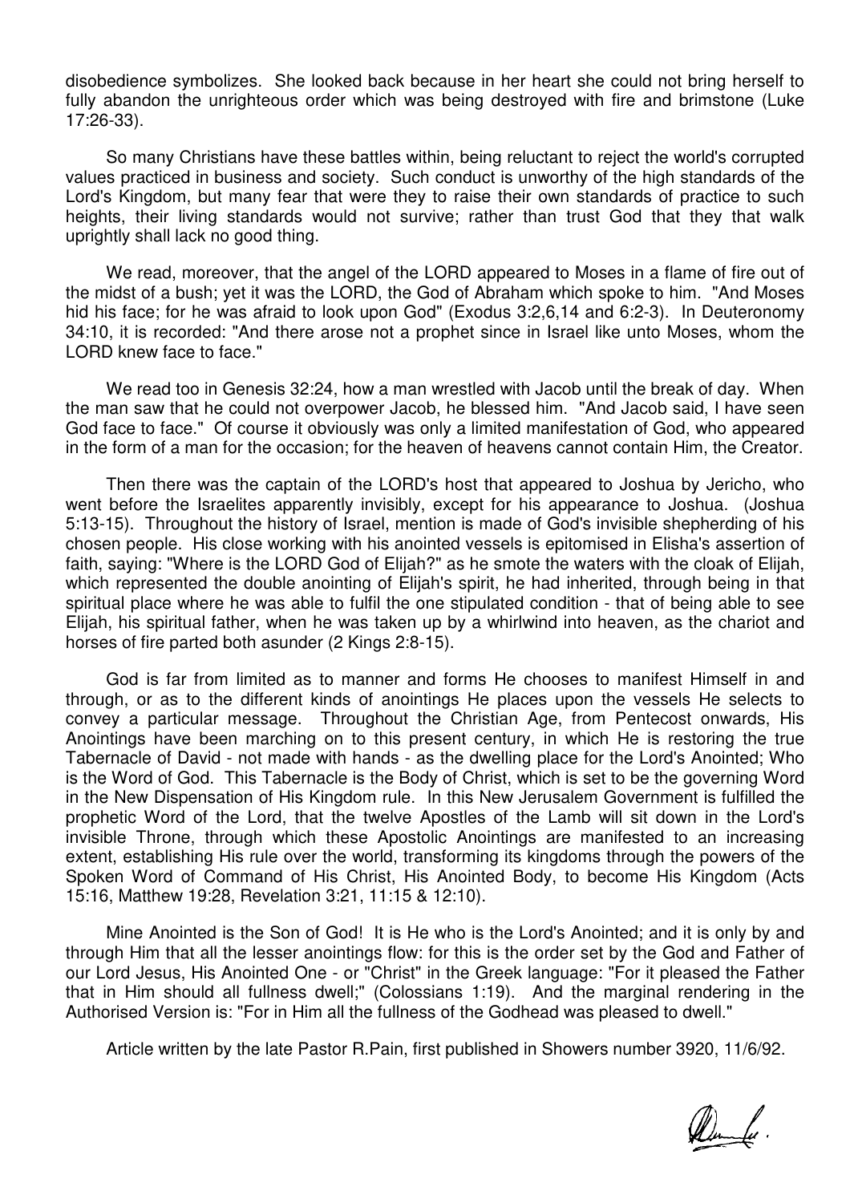disobedience symbolizes. She looked back because in her heart she could not bring herself to fully abandon the unrighteous order which was being destroyed with fire and brimstone (Luke 17:26-33).

So many Christians have these battles within, being reluctant to reject the world's corrupted values practiced in business and society. Such conduct is unworthy of the high standards of the Lord's Kingdom, but many fear that were they to raise their own standards of practice to such heights, their living standards would not survive; rather than trust God that they that walk uprightly shall lack no good thing.

We read, moreover, that the angel of the LORD appeared to Moses in a flame of fire out of the midst of a bush; yet it was the LORD, the God of Abraham which spoke to him. "And Moses hid his face; for he was afraid to look upon God" (Exodus 3:2,6,14 and 6:2-3). In Deuteronomy 34:10, it is recorded: "And there arose not a prophet since in Israel like unto Moses, whom the LORD knew face to face."

We read too in Genesis 32:24, how a man wrestled with Jacob until the break of day. When the man saw that he could not overpower Jacob, he blessed him. "And Jacob said, I have seen God face to face." Of course it obviously was only a limited manifestation of God, who appeared in the form of a man for the occasion; for the heaven of heavens cannot contain Him, the Creator.

Then there was the captain of the LORD's host that appeared to Joshua by Jericho, who went before the Israelites apparently invisibly, except for his appearance to Joshua. (Joshua 5:13-15). Throughout the history of Israel, mention is made of God's invisible shepherding of his chosen people. His close working with his anointed vessels is epitomised in Elisha's assertion of faith, saying: "Where is the LORD God of Elijah?" as he smote the waters with the cloak of Elijah, which represented the double anointing of Elijah's spirit, he had inherited, through being in that spiritual place where he was able to fulfil the one stipulated condition - that of being able to see Elijah, his spiritual father, when he was taken up by a whirlwind into heaven, as the chariot and horses of fire parted both asunder (2 Kings 2:8-15).

God is far from limited as to manner and forms He chooses to manifest Himself in and through, or as to the different kinds of anointings He places upon the vessels He selects to convey a particular message. Throughout the Christian Age, from Pentecost onwards, His Anointings have been marching on to this present century, in which He is restoring the true Tabernacle of David - not made with hands - as the dwelling place for the Lord's Anointed; Who is the Word of God. This Tabernacle is the Body of Christ, which is set to be the governing Word in the New Dispensation of His Kingdom rule. In this New Jerusalem Government is fulfilled the prophetic Word of the Lord, that the twelve Apostles of the Lamb will sit down in the Lord's invisible Throne, through which these Apostolic Anointings are manifested to an increasing extent, establishing His rule over the world, transforming its kingdoms through the powers of the Spoken Word of Command of His Christ, His Anointed Body, to become His Kingdom (Acts 15:16, Matthew 19:28, Revelation 3:21, 11:15 & 12:10).

Mine Anointed is the Son of God! It is He who is the Lord's Anointed; and it is only by and through Him that all the lesser anointings flow: for this is the order set by the God and Father of our Lord Jesus, His Anointed One - or "Christ" in the Greek language: "For it pleased the Father that in Him should all fullness dwell;" (Colossians 1:19). And the marginal rendering in the Authorised Version is: "For in Him all the fullness of the Godhead was pleased to dwell."

Article written by the late Pastor R.Pain, first published in Showers number 3920, 11/6/92.